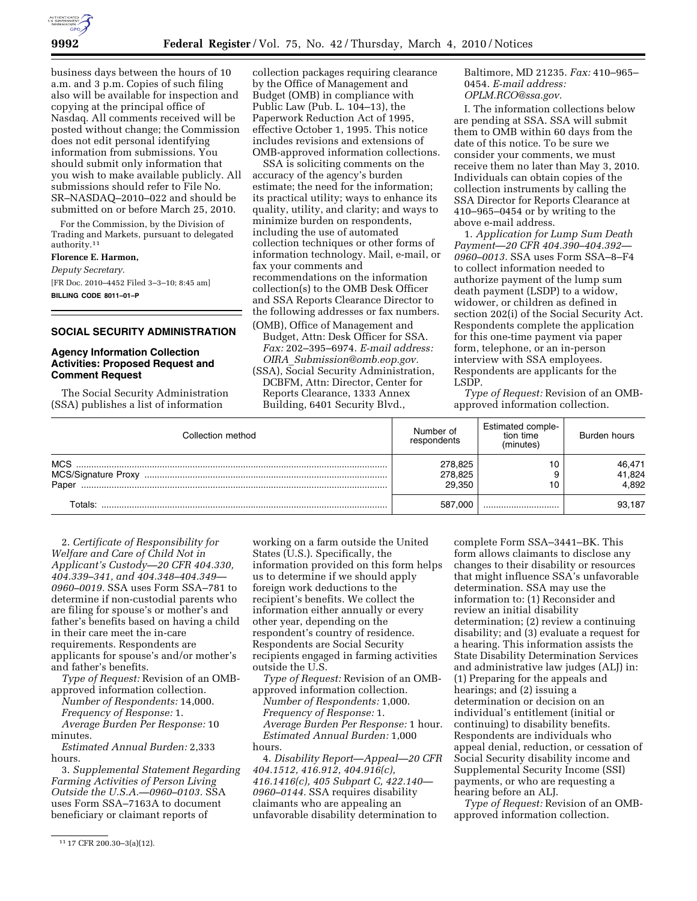business days between the hours of 10 a.m. and 3 p.m. Copies of such filing also will be available for inspection and copying at the principal office of Nasdaq. All comments received will be posted without change; the Commission does not edit personal identifying information from submissions. You should submit only information that you wish to make available publicly. All submissions should refer to File No. SR–NASDAQ–2010–022 and should be submitted on or before March 25, 2010.

For the Commission, by the Division of Trading and Markets, pursuant to delegated authority.[11]

**Florence E. Harmon,**

*Deputy Secretary.*

[FR Doc. 2010–4452 Filed 3–3–10; 8:45 am]

**BILLING CODE 8011–01–P**

## SOCIAL SECURITY ADMINISTRATION

### Agency Information Collection Activities: Proposed Request and Comment Request

The Social Security Administration (SSA) publishes a list of information collection packages requiring clearance by the Office of Management and Budget (OMB) in compliance with Public Law (Pub. L. 104–13), the Paperwork Reduction Act of 1995, effective October 1, 1995. This notice includes revisions and extensions of OMB-approved information collections.

SSA is soliciting comments on the accuracy of the agency's burden estimate; the need for the information; its practical utility; ways to enhance its quality, utility, and clarity; and ways to minimize burden on respondents, including the use of automated collection techniques or other forms of information technology. Mail, e-mail, or fax your comments and recommendations on the information collection(s) to the OMB Desk Officer and SSA Reports Clearance Director to the following addresses or fax numbers.

(OMB), Office of Management and Budget, Attn: Desk Officer for SSA. *Fax:* 202–395–6974. *E-mail address: OIRA_Submission@omb.eop.gov.*

(SSA), Social Security Administration, DCBFM, Attn: Director, Center for Reports Clearance, 1333 Annex Building, 6401 Security Blvd., Baltimore, MD 21235. *Fax:* 410–965–0454. *E-mail address: OPLM.RCO@ssa.gov.*

I. The information collections below are pending at SSA. SSA will submit them to OMB within 60 days from the date of this notice. To be sure we consider your comments, we must receive them no later than May 3, 2010. Individuals can obtain copies of the collection instruments by calling the SSA Director for Reports Clearance at 410–965–0454 or by writing to the above e-mail address.

1. *Application for Lump Sum Death Payment—20 CFR 404.390–404.392—0960–0013.* SSA uses Form SSA–8–F4 to collect information needed to authorize payment of the lump sum death payment (LSDP) to a widow, widower, or children as defined in section 202(i) of the Social Security Act. Respondents complete the application for this one-time payment via paper form, telephone, or an in-person interview with SSA employees. Respondents are applicants for the LSDP.

*Type of Request:* Revision of an OMB-approved information collection.

| Collection method | Number of respondents | Estimated completion time (minutes) | Burden hours |
|---|---|---|---|
| MCS | 278,825 | 10 | 46,471 |
| MCS/Signature Proxy | 278,825 | 9 | 41,824 |
| Paper | 29,350 | 10 | 4,892 |
| Totals: | 587,000 | | 93,187 |

2. *Certificate of Responsibility for Welfare and Care of Child Not in Applicant's Custody—20 CFR 404.330, 404.339–341, and 404.348–404.349—0960–0019.* SSA uses Form SSA–781 to determine if non-custodial parents who are filing for spouse's or mother's and father's benefits based on having a child in their care meet the in-care requirements. Respondents are applicants for spouse's and/or mother's and father's benefits.

*Type of Request:* Revision of an OMB-approved information collection.

*Number of Respondents:* 14,000.

*Frequency of Response:* 1.

*Average Burden Per Response:* 10 minutes.

*Estimated Annual Burden:* 2,333 hours.

3. *Supplemental Statement Regarding Farming Activities of Person Living Outside the U.S.A.—0960–0103.* SSA uses Form SSA–7163A to document beneficiary or claimant reports of working on a farm outside the United States (U.S.). Specifically, the information provided on this form helps us to determine if we should apply foreign work deductions to the recipient's benefits. We collect the information either annually or every other year, depending on the respondent's country of residence. Respondents are Social Security recipients engaged in farming activities outside the U.S.

*Type of Request:* Revision of an OMB-approved information collection.

*Number of Respondents:* 1,000.

*Frequency of Response:* 1.

*Average Burden Per Response:* 1 hour.

*Estimated Annual Burden:* 1,000 hours.

4. *Disability Report—Appeal—20 CFR 404.1512, 416.912, 404.916(c), 416.1416(c), 405 Subpart C, 422.140—0960–0144.* SSA requires disability claimants who are appealing an unfavorable disability determination to complete Form SSA–3441–BK. This form allows claimants to disclose any changes to their disability or resources that might influence SSA's unfavorable determination. SSA may use the information to: (1) Reconsider and review an initial disability determination; (2) review a continuing disability; and (3) evaluate a request for a hearing. This information assists the State Disability Determination Services and administrative law judges (ALJ) in: (1) Preparing for the appeals and hearings; and (2) issuing a determination or decision on an individual's entitlement (initial or continuing) to disability benefits. Respondents are individuals who appeal denial, reduction, or cessation of Social Security disability income and Supplemental Security Income (SSI) payments, or who are requesting a hearing before an ALJ.

*Type of Request:* Revision of an OMB-approved information collection.

[11] 17 CFR 200.30–3(a)(12).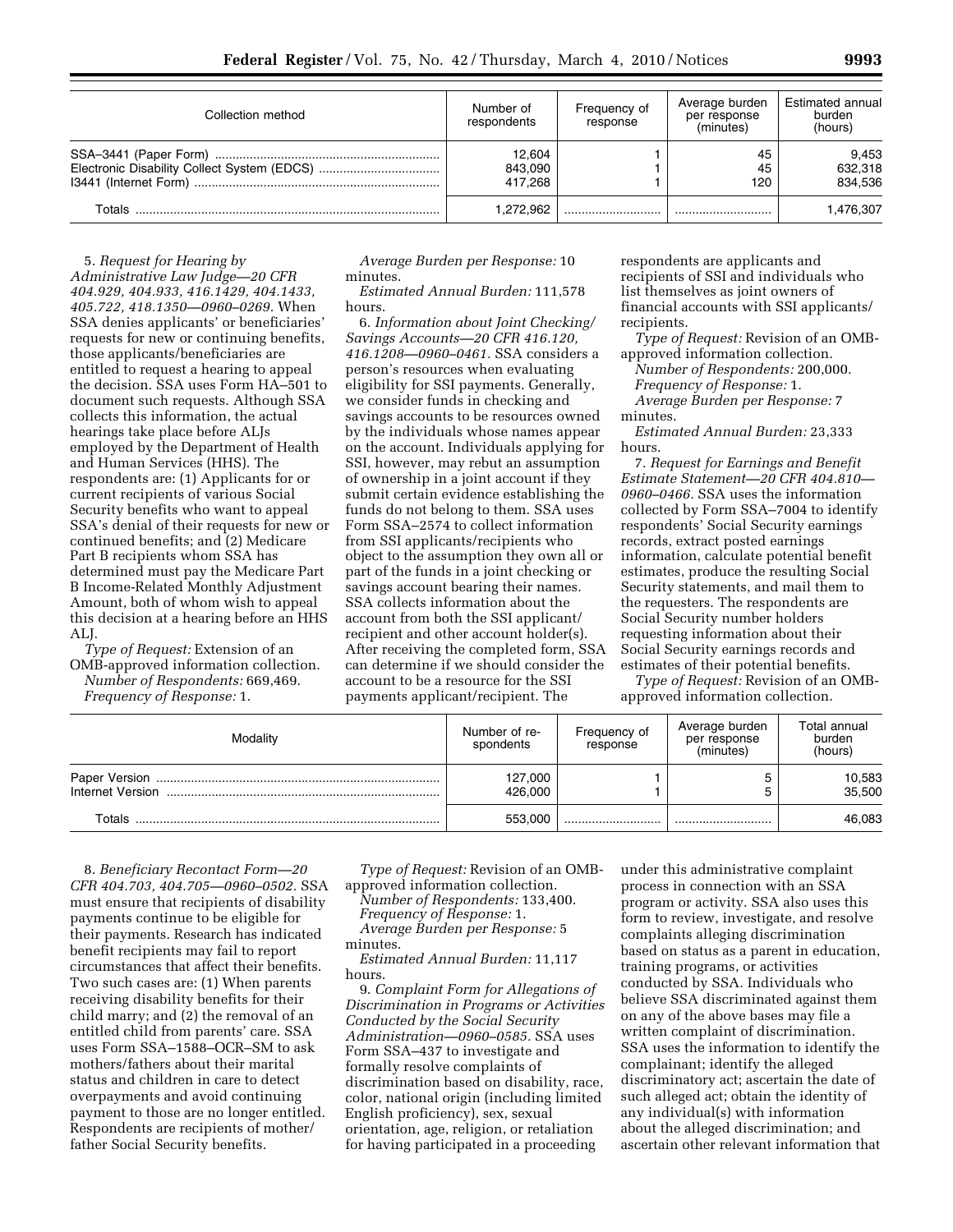| Collection method | Number of respondents | Frequency of response | Average burden per response (minutes) | Estimated annual burden (hours) |
|---|---|---|---|---|
| SSA–3441 (Paper Form) | 12,604 | 1 | 45 | 9,453 |
| Electronic Disability Collect System (EDCS) | 843,090 | 1 | 45 | 632,318 |
| I3441 (Internet Form) | 417,268 | 1 | 120 | 834,536 |
| Totals | 1,272,962 | | | 1,476,307 |

5. *Request for Hearing by Administrative Law Judge—20 CFR 404.929, 404.933, 416.1429, 404.1433, 405.722, 418.1350—0960–0269.* When SSA denies applicants' or beneficiaries' requests for new or continuing benefits, those applicants/beneficiaries are entitled to request a hearing to appeal the decision. SSA uses Form HA–501 to document such requests. Although SSA collects this information, the actual hearings take place before ALJs employed by the Department of Health and Human Services (HHS). The respondents are: (1) Applicants for or current recipients of various Social Security benefits who want to appeal SSA's denial of their requests for new or continued benefits; and (2) Medicare Part B recipients whom SSA has determined must pay the Medicare Part B Income-Related Monthly Adjustment Amount, both of whom wish to appeal this decision at a hearing before an HHS ALJ.

*Type of Request:* Extension of an OMB-approved information collection.

*Number of Respondents:* 669,469.

*Frequency of Response:* 1.

*Average Burden per Response:* 10 minutes.

*Estimated Annual Burden:* 111,578 hours.

6. *Information about Joint Checking/Savings Accounts—20 CFR 416.120, 416.1208—0960–0461.* SSA considers a person's resources when evaluating eligibility for SSI payments. Generally, we consider funds in checking and savings accounts to be resources owned by the individuals whose names appear on the account. Individuals applying for SSI, however, may rebut an assumption of ownership in a joint account if they submit certain evidence establishing the funds do not belong to them. SSA uses Form SSA–2574 to collect information from SSI applicants/recipients who object to the assumption they own all or part of the funds in a joint checking or savings account bearing their names. SSA collects information about the account from both the SSI applicant/recipient and other account holder(s). After receiving the completed form, SSA can determine if we should consider the account to be a resource for the SSI payments applicant/recipient. The respondents are applicants and recipients of SSI and individuals who list themselves as joint owners of financial accounts with SSI applicants/recipients.

*Type of Request:* Revision of an OMB-approved information collection.

*Number of Respondents:* 200,000.

*Frequency of Response:* 1.

*Average Burden per Response:* 7 minutes.

*Estimated Annual Burden:* 23,333 hours.

7. *Request for Earnings and Benefit Estimate Statement—20 CFR 404.810—0960–0466.* SSA uses the information collected by Form SSA–7004 to identify respondents' Social Security earnings records, extract posted earnings information, calculate potential benefit estimates, produce the resulting Social Security statements, and mail them to the requesters. The respondents are Social Security number holders requesting information about their Social Security earnings records and estimates of their potential benefits.

*Type of Request:* Revision of an OMB-approved information collection.

| Modality | Number of respondents | Frequency of response | Average burden per response (minutes) | Total annual burden (hours) |
|---|---|---|---|---|
| Paper Version | 127,000 | 1 | 5 | 10,583 |
| Internet Version | 426,000 | 1 | 5 | 35,500 |
| Totals | 553,000 | | | 46,083 |

8. *Beneficiary Recontact Form—20 CFR 404.703, 404.705—0960–0502.* SSA must ensure that recipients of disability payments continue to be eligible for their payments. Research has indicated benefit recipients may fail to report circumstances that affect their benefits. Two such cases are: (1) When parents receiving disability benefits for their child marry; and (2) the removal of an entitled child from parents' care. SSA uses Form SSA–1588–OCR–SM to ask mothers/fathers about their marital status and children in care to detect overpayments and avoid continuing payment to those are no longer entitled. Respondents are recipients of mother/father Social Security benefits.

*Type of Request:* Revision of an OMB-approved information collection.

*Number of Respondents:* 133,400.

*Frequency of Response:* 1.

*Average Burden per Response:* 5 minutes.

*Estimated Annual Burden:* 11,117 hours.

9. *Complaint Form for Allegations of Discrimination in Programs or Activities Conducted by the Social Security Administration—0960–0585.* SSA uses Form SSA–437 to investigate and formally resolve complaints of discrimination based on disability, race, color, national origin (including limited English proficiency), sex, sexual orientation, age, religion, or retaliation for having participated in a proceeding under this administrative complaint process in connection with an SSA program or activity. SSA also uses this form to review, investigate, and resolve complaints alleging discrimination based on status as a parent in education, training programs, or activities conducted by SSA. Individuals who believe SSA discriminated against them on any of the above bases may file a written complaint of discrimination. SSA uses the information to identify the complainant; identify the alleged discriminatory act; ascertain the date of such alleged act; obtain the identity of any individual(s) with information about the alleged discrimination; and ascertain other relevant information that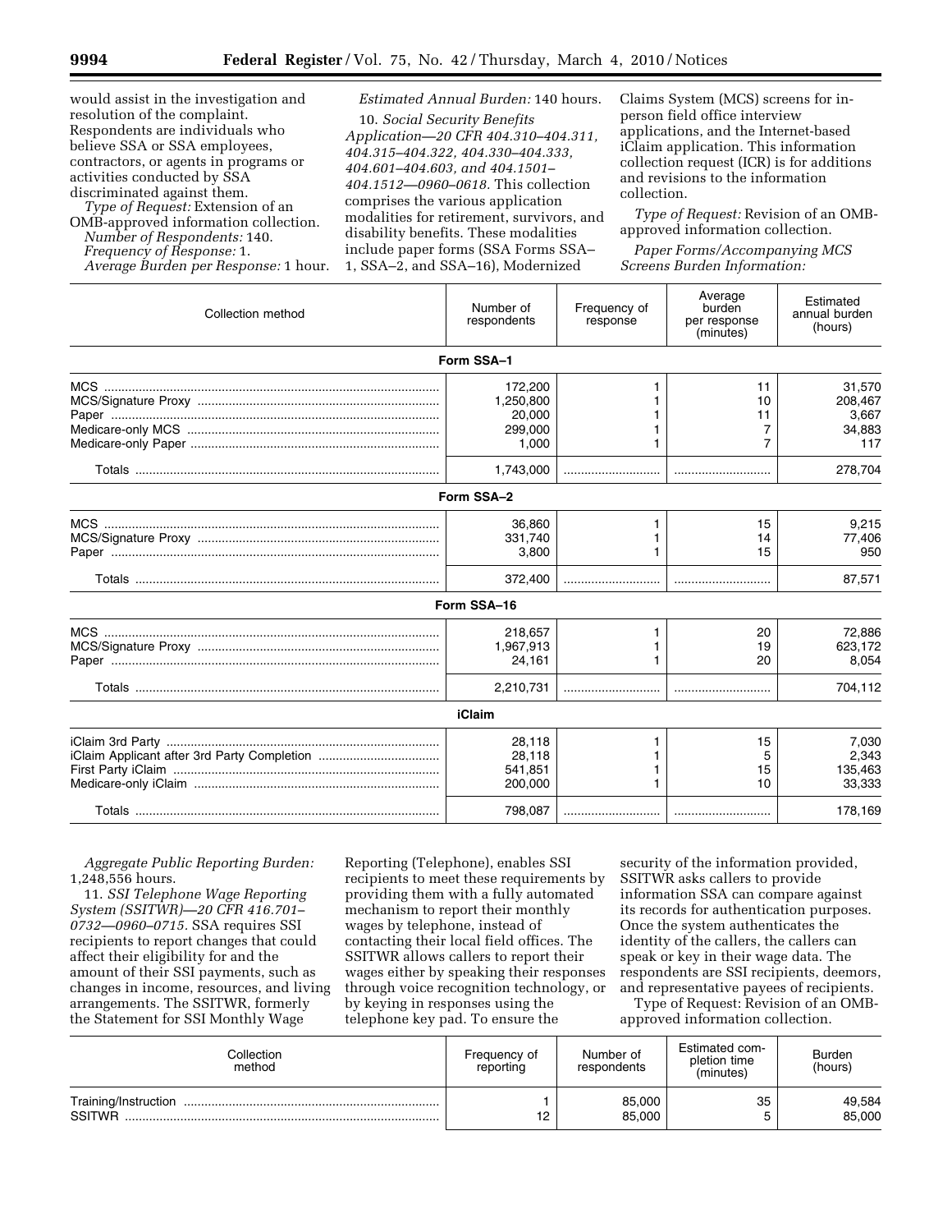would assist in the investigation and resolution of the complaint. Respondents are individuals who believe SSA or SSA employees, contractors, or agents in programs or activities conducted by SSA discriminated against them.

*Type of Request:* Extension of an OMB-approved information collection.

*Number of Respondents:* 140.

*Frequency of Response:* 1.

*Average Burden per Response:* 1 hour.

*Estimated Annual Burden:* 140 hours.

10. *Social Security Benefits Application—20 CFR 404.310–404.311, 404.315–404.322, 404.330–404.333, 404.601–404.603, and 404.1501–404.1512—0960–0618.* This collection comprises the various application modalities for retirement, survivors, and disability benefits. These modalities include paper forms (SSA Forms SSA–1, SSA–2, and SSA–16), Modernized Claims System (MCS) screens for in-person field office interview applications, and the Internet-based iClaim application. This information collection request (ICR) is for additions and revisions to the information collection.

*Type of Request:* Revision of an OMB-approved information collection.

*Paper Forms/Accompanying MCS Screens Burden Information:*

| Collection method | Number of respondents | Frequency of response | Average burden per response (minutes) | Estimated annual burden (hours) |
|---|---|---|---|---|
| **Form SSA–1** | | | | |
| MCS | 172,200 | 1 | 11 | 31,570 |
| MCS/Signature Proxy | 1,250,800 | 1 | 10 | 208,467 |
| Paper | 20,000 | 1 | 11 | 3,667 |
| Medicare-only MCS | 299,000 | 1 | 7 | 34,883 |
| Medicare-only Paper | 1,000 | 1 | 7 | 117 |
| Totals | 1,743,000 | | | 278,704 |
| **Form SSA–2** | | | | |
| MCS | 36,860 | 1 | 15 | 9,215 |
| MCS/Signature Proxy | 331,740 | 1 | 14 | 77,406 |
| Paper | 3,800 | 1 | 15 | 950 |
| Totals | 372,400 | | | 87,571 |
| **Form SSA–16** | | | | |
| MCS | 218,657 | 1 | 20 | 72,886 |
| MCS/Signature Proxy | 1,967,913 | 1 | 19 | 623,172 |
| Paper | 24,161 | 1 | 20 | 8,054 |
| Totals | 2,210,731 | | | 704,112 |
| **iClaim** | | | | |
| iClaim 3rd Party | 28,118 | 1 | 15 | 7,030 |
| iClaim Applicant after 3rd Party Completion | 28,118 | 1 | 5 | 2,343 |
| First Party iClaim | 541,851 | 1 | 15 | 135,463 |
| Medicare-only iClaim | 200,000 | 1 | 10 | 33,333 |
| Totals | 798,087 | | | 178,169 |

*Aggregate Public Reporting Burden:* 1,248,556 hours.

11. *SSI Telephone Wage Reporting System (SSITWR)—20 CFR 416.701–0732—0960–0715.* SSA requires SSI recipients to report changes that could affect their eligibility for and the amount of their SSI payments, such as changes in income, resources, and living arrangements. The SSITWR, formerly the Statement for SSI Monthly Wage Reporting (Telephone), enables SSI recipients to meet these requirements by providing them with a fully automated mechanism to report their monthly wages by telephone, instead of contacting their local field offices. The SSITWR allows callers to report their wages either by speaking their responses through voice recognition technology, or by keying in responses using the telephone key pad. To ensure the security of the information provided, SSITWR asks callers to provide information SSA can compare against its records for authentication purposes. Once the system authenticates the identity of the callers, the callers can speak or key in their wage data. The respondents are SSI recipients, deemors, and representative payees of recipients.

Type of Request: Revision of an OMB-approved information collection.

| Collection method | Frequency of reporting | Number of respondents | Estimated completion time (minutes) | Burden (hours) |
|---|---|---|---|---|
| Training/Instruction | 1 | 85,000 | 35 | 49,584 |
| SSITWR | 12 | 85,000 | 5 | 85,000 |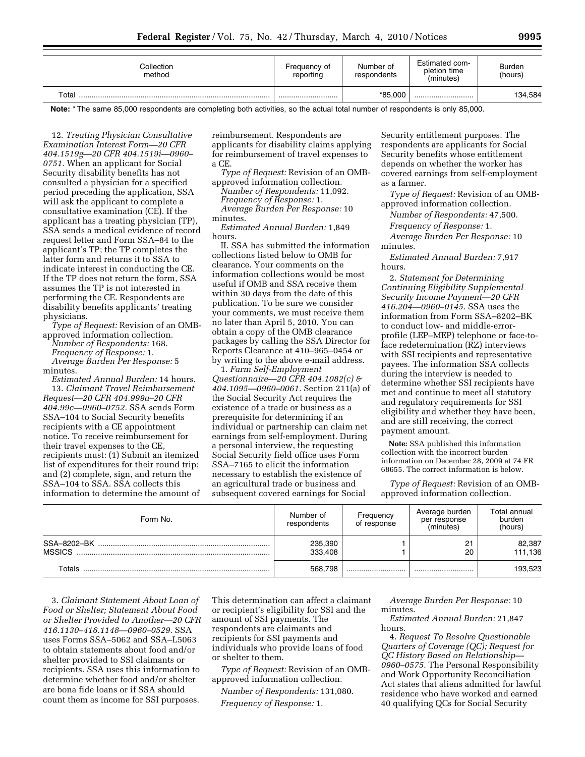| Collection method | Frequency of reporting | Number of respondents | Estimated completion time (minutes) | Burden (hours) |
|---|---|---|---|---|
| Total | ............................ | *85,000 | ............................ | 134,584 |

**Note:** * The same 85,000 respondents are completing both activities, so the actual total number of respondents is only 85,000.

12. *Treating Physician Consultative Examination Interest Form—20 CFR 404.1519g—20 CFR 404.1519i—0960–0751.* When an applicant for Social Security disability benefits has not consulted a physician for a specified period preceding the application, SSA will ask the applicant to complete a consultative examination (CE). If the applicant has a treating physician (TP), SSA sends a medical evidence of record request letter and Form SSA–84 to the applicant's TP; the TP completes the latter form and returns it to SSA to indicate interest in conducting the CE. If the TP does not return the form, SSA assumes the TP is not interested in performing the CE. Respondents are disability benefits applicants' treating physicians.

*Type of Request:* Revision of an OMB-approved information collection.

*Number of Respondents:* 168.

*Frequency of Response:* 1.

*Average Burden Per Response:* 5 minutes.

*Estimated Annual Burden:* 14 hours.

13. *Claimant Travel Reimbursement Request—20 CFR 404.999a–20 CFR 404.99c—0960–0752.* SSA sends Form SSA–104 to Social Security benefits recipients with a CE appointment notice. To receive reimbursement for their travel expenses to the CE, recipients must: (1) Submit an itemized list of expenditures for their round trip; and (2) complete, sign, and return the SSA–104 to SSA. SSA collects this information to determine the amount of reimbursement. Respondents are applicants for disability claims applying for reimbursement of travel expenses to a CE.

*Type of Request:* Revision of an OMB-approved information collection.

*Number of Respondents:* 11,092.

*Frequency of Response:* 1.

*Average Burden Per Response:* 10 minutes.

*Estimated Annual Burden:* 1,849 hours.

II. SSA has submitted the information collections listed below to OMB for clearance. Your comments on the information collections would be most useful if OMB and SSA receive them within 30 days from the date of this publication. To be sure we consider your comments, we must receive them no later than April 5, 2010. You can obtain a copy of the OMB clearance packages by calling the SSA Director for Reports Clearance at 410–965–0454 or by writing to the above e-mail address.

1. *Farm Self-Employment Questionnaire—20 CFR 404.1082(c) & 404.1095—0960–0061.* Section 211(a) of the Social Security Act requires the existence of a trade or business as a prerequisite for determining if an individual or partnership can claim net earnings from self-employment. During a personal interview, the requesting Social Security field office uses Form SSA–7165 to elicit the information necessary to establish the existence of an agricultural trade or business and subsequent covered earnings for Social Security entitlement purposes. The respondents are applicants for Social Security benefits whose entitlement depends on whether the worker has covered earnings from self-employment as a farmer.

*Type of Request:* Revision of an OMB-approved information collection.

*Number of Respondents:* 47,500.

*Frequency of Response:* 1.

*Average Burden Per Response:* 10 minutes.

*Estimated Annual Burden:* 7,917 hours.

2. *Statement for Determining Continuing Eligibility Supplemental Security Income Payment—20 CFR 416.204—0960–0145.* SSA uses the information from Form SSA–8202–BK to conduct low- and middle-error-profile (LEP–MEP) telephone or face-to-face redetermination (RZ) interviews with SSI recipients and representative payees. The information SSA collects during the interview is needed to determine whether SSI recipients have met and continue to meet all statutory and regulatory requirements for SSI eligibility and whether they have been, and are still receiving, the correct payment amount.

**Note:** SSA published this information collection with the incorrect burden information on December 28, 2009 at 74 FR 68655. The correct information is below.

*Type of Request:* Revision of an OMB-approved information collection.

| Form No. | Number of respondents | Frequency of response | Average burden per response (minutes) | Total annual burden (hours) |
|---|---|---|---|---|
| SSA–8202–BK | 235,390 | 1 | 21 | 82,387 |
| MSSICS | 333,408 | 1 | 20 | 111,136 |
| Totals | 568,798 | ............................ | ............................ | 193,523 |

3. *Claimant Statement About Loan of Food or Shelter; Statement About Food or Shelter Provided to Another—20 CFR 416.1130–416.1148—0960–0529.* SSA uses Forms SSA–5062 and SSA–L5063 to obtain statements about food and/or shelter provided to SSI claimants or recipients. SSA uses this information to determine whether food and/or shelter are bona fide loans or if SSA should count them as income for SSI purposes. This determination can affect a claimant or recipient's eligibility for SSI and the amount of SSI payments. The respondents are claimants and recipients for SSI payments and individuals who provide loans of food or shelter to them.

*Type of Request:* Revision of an OMB-approved information collection.

*Number of Respondents:* 131,080.

*Frequency of Response:* 1.

*Average Burden Per Response:* 10 minutes.

*Estimated Annual Burden:* 21,847 hours.

4. *Request To Resolve Questionable Quarters of Coverage (QC); Request for QC History Based on Relationship—0960–0575.* The Personal Responsibility and Work Opportunity Reconciliation Act states that aliens admitted for lawful residence who have worked and earned 40 qualifying QCs for Social Security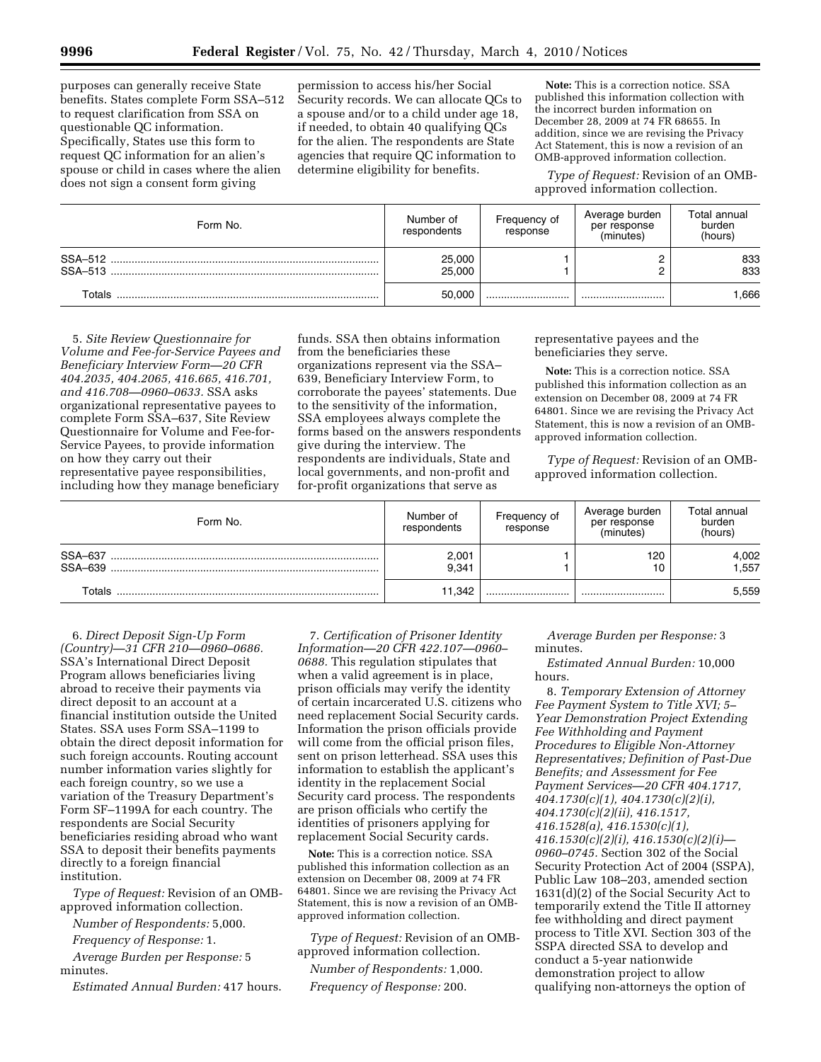purposes can generally receive State benefits. States complete Form SSA–512 to request clarification from SSA on questionable QC information. Specifically, States use this form to request QC information for an alien's spouse or child in cases where the alien does not sign a consent form giving permission to access his/her Social Security records. We can allocate QCs to a spouse and/or to a child under age 18, if needed, to obtain 40 qualifying QCs for the alien. The respondents are State agencies that require QC information to determine eligibility for benefits.

**Note:** This is a correction notice. SSA published this information collection with the incorrect burden information on December 28, 2009 at 74 FR 68655. In addition, since we are revising the Privacy Act Statement, this is now a revision of an OMB-approved information collection.

*Type of Request:* Revision of an OMB-approved information collection.

| Form No. | Number of respondents | Frequency of response | Average burden per response (minutes) | Total annual burden (hours) |
|---|---|---|---|---|
| SSA–512 | 25,000 | 1 | 2 | 833 |
| SSA–513 | 25,000 | 1 | 2 | 833 |
| Totals | 50,000 | | | 1,666 |

5. *Site Review Questionnaire for Volume and Fee-for-Service Payees and Beneficiary Interview Form—20 CFR 404.2035, 404.2065, 416.665, 416.701, and 416.708—0960–0633.* SSA asks organizational representative payees to complete Form SSA–637, Site Review Questionnaire for Volume and Fee-for-Service Payees, to provide information on how they carry out their representative payee responsibilities, including how they manage beneficiary funds. SSA then obtains information from the beneficiaries these organizations represent via the SSA–639, Beneficiary Interview Form, to corroborate the payees' statements. Due to the sensitivity of the information, SSA employees always complete the forms based on the answers respondents give during the interview. The respondents are individuals, State and local governments, and non-profit and for-profit organizations that serve as representative payees and the beneficiaries they serve.

**Note:** This is a correction notice. SSA published this information collection as an extension on December 08, 2009 at 74 FR 64801. Since we are revising the Privacy Act Statement, this is now a revision of an OMB-approved information collection.

*Type of Request:* Revision of an OMB-approved information collection.

| Form No. | Number of respondents | Frequency of response | Average burden per response (minutes) | Total annual burden (hours) |
|---|---|---|---|---|
| SSA–637 | 2,001 | 1 | 120 | 4,002 |
| SSA–639 | 9,341 | 1 | 10 | 1,557 |
| Totals | 11,342 | | | 5,559 |

6. *Direct Deposit Sign-Up Form (Country)—31 CFR 210—0960–0686.* SSA's International Direct Deposit Program allows beneficiaries living abroad to receive their payments via direct deposit to an account at a financial institution outside the United States. SSA uses Form SSA–1199 to obtain the direct deposit information for such foreign accounts. Routing account number information varies slightly for each foreign country, so we use a variation of the Treasury Department's Form SF–1199A for each country. The respondents are Social Security beneficiaries residing abroad who want SSA to deposit their benefits payments directly to a foreign financial institution.

*Type of Request:* Revision of an OMB-approved information collection.

*Number of Respondents:* 5,000.

*Frequency of Response:* 1.

*Average Burden per Response:* 5 minutes.

*Estimated Annual Burden:* 417 hours.

7. *Certification of Prisoner Identity Information—20 CFR 422.107—0960–0688.* This regulation stipulates that when a valid agreement is in place, prison officials may verify the identity of certain incarcerated U.S. citizens who need replacement Social Security cards. Information the prison officials provide will come from the official prison files, sent on prison letterhead. SSA uses this information to establish the applicant's identity in the replacement Social Security card process. The respondents are prison officials who certify the identities of prisoners applying for replacement Social Security cards.

**Note:** This is a correction notice. SSA published this information collection as an extension on December 08, 2009 at 74 FR 64801. Since we are revising the Privacy Act Statement, this is now a revision of an OMB-approved information collection.

*Type of Request:* Revision of an OMB-approved information collection.

*Number of Respondents:* 1,000.

*Frequency of Response:* 200.

*Average Burden per Response:* 3 minutes.

*Estimated Annual Burden:* 10,000 hours.

8. *Temporary Extension of Attorney Fee Payment System to Title XVI; 5–Year Demonstration Project Extending Fee Withholding and Payment Procedures to Eligible Non-Attorney Representatives; Definition of Past-Due Benefits; and Assessment for Fee Payment Services—20 CFR 404.1717, 404.1730(c)(1), 404.1730(c)(2)(i), 404.1730(c)(2)(ii), 416.1517, 416.1528(a), 416.1530(c)(1), 416.1530(c)(2)(i), 416.1530(c)(2)(i)—0960–0745.* Section 302 of the Social Security Protection Act of 2004 (SSPA), Public Law 108–203, amended section 1631(d)(2) of the Social Security Act to temporarily extend the Title II attorney fee withholding and direct payment process to Title XVI. Section 303 of the SSPA directed SSA to develop and conduct a 5-year nationwide demonstration project to allow qualifying non-attorneys the option of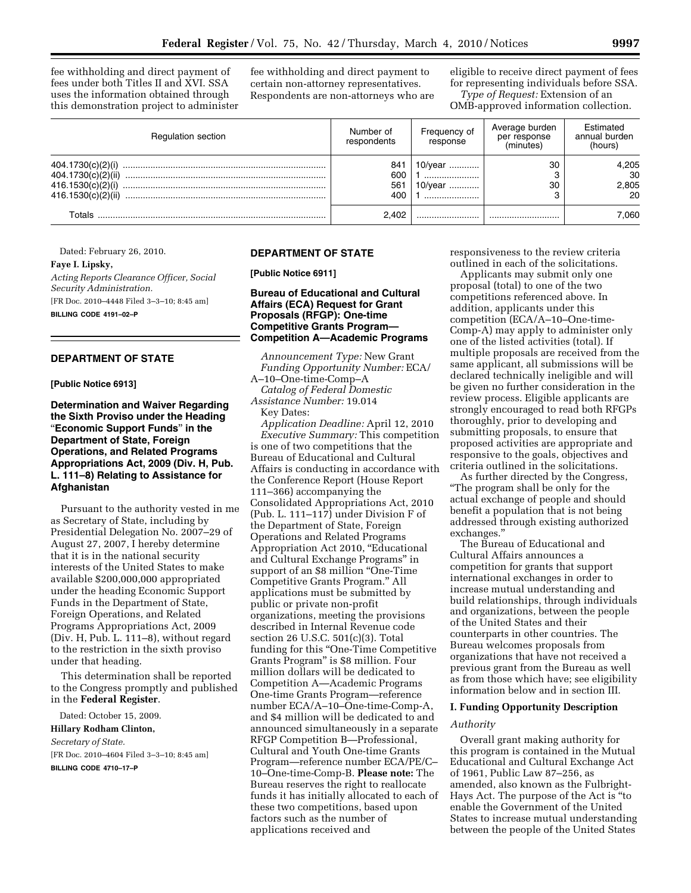fee withholding and direct payment of fees under both Titles II and XVI. SSA uses the information obtained through this demonstration project to administer fee withholding and direct payment to certain non-attorney representatives. Respondents are non-attorneys who are eligible to receive direct payment of fees for representing individuals before SSA.

*Type of Request:* Extension of an OMB-approved information collection.

| Regulation section | Number of respondents | Frequency of response | Average burden per response (minutes) | Estimated annual burden (hours) |
|---|---|---|---|---|
| 404.1730(c)(2)(i) | 841 | 10/year | 30 | 4,205 |
| 404.1730(c)(2)(ii) | 600 | 1 | 3 | 30 |
| 416.1530(c)(2)(i) | 561 | 10/year | 30 | 2,805 |
| 416.1530(c)(2)(ii) | 400 | 1 | 3 | 20 |
| Totals | 2,402 | | | 7,060 |

Dated: February 26, 2010.

**Faye I. Lipsky,**

*Acting Reports Clearance Officer, Social Security Administration.*

[FR Doc. 2010–4448 Filed 3–3–10; 8:45 am]

**BILLING CODE 4191–02–P**

## DEPARTMENT OF STATE

**[Public Notice 6913]**

### Determination and Waiver Regarding the Sixth Proviso under the Heading "Economic Support Funds" in the Department of State, Foreign Operations, and Related Programs Appropriations Act, 2009 (Div. H, Pub. L. 111–8) Relating to Assistance for Afghanistan

Pursuant to the authority vested in me as Secretary of State, including by Presidential Delegation No. 2007–29 of August 27, 2007, I hereby determine that it is in the national security interests of the United States to make available $200,000,000 appropriated under the heading Economic Support Funds in the Department of State, Foreign Operations, and Related Programs Appropriations Act, 2009 (Div. H, Pub. L. 111–8), without regard to the restriction in the sixth proviso under that heading.

This determination shall be reported to the Congress promptly and published in the **Federal Register**.

Dated: October 15, 2009.

**Hillary Rodham Clinton,**

*Secretary of State.*

[FR Doc. 2010–4604 Filed 3–3–10; 8:45 am]

**BILLING CODE 4710–17–P**

## DEPARTMENT OF STATE

**[Public Notice 6911]**

### Bureau of Educational and Cultural Affairs (ECA) Request for Grant Proposals (RFGP): One-time Competitive Grants Program—Competition A—Academic Programs

*Announcement Type:* New Grant

*Funding Opportunity Number:* ECA/A–10–One-time-Comp–A

*Catalog of Federal Domestic Assistance Number:* 19.014

Key Dates:

*Application Deadline:* April 12, 2010

*Executive Summary:* This competition is one of two competitions that the Bureau of Educational and Cultural Affairs is conducting in accordance with the Conference Report (House Report 111–366) accompanying the Consolidated Appropriations Act, 2010 (Pub. L. 111–117) under Division F of the Department of State, Foreign Operations and Related Programs Appropriation Act 2010, "Educational and Cultural Exchange Programs" in support of an $8 million "One-Time Competitive Grants Program." All applications must be submitted by public or private non-profit organizations, meeting the provisions described in Internal Revenue code section 26 U.S.C. 501(c)(3). Total funding for this "One-Time Competitive Grants Program" is $8 million. Four million dollars will be dedicated to Competition A—Academic Programs One-time Grants Program—reference number ECA/A–10–One-time-Comp-A, and $4 million will be dedicated to and announced simultaneously in a separate RFGP Competition B—Professional, Cultural and Youth One-time Grants Program—reference number ECA/PE/C–10–One-time-Comp-B. **Please note:** The Bureau reserves the right to reallocate funds it has initially allocated to each of these two competitions, based upon factors such as the number of applications received and responsiveness to the review criteria outlined in each of the solicitations.

Applicants may submit only one proposal (total) to one of the two competitions referenced above. In addition, applicants under this competition (ECA/A–10–One-time-Comp-A) may apply to administer only one of the listed activities (total). If multiple proposals are received from the same applicant, all submissions will be declared technically ineligible and will be given no further consideration in the review process. Eligible applicants are strongly encouraged to read both RFGPs thoroughly, prior to developing and submitting proposals, to ensure that proposed activities are appropriate and responsive to the goals, objectives and criteria outlined in the solicitations.

As further directed by the Congress, "The program shall be only for the actual exchange of people and should benefit a population that is not being addressed through existing authorized exchanges."

The Bureau of Educational and Cultural Affairs announces a competition for grants that support international exchanges in order to increase mutual understanding and build relationships, through individuals and organizations, between the people of the United States and their counterparts in other countries. The Bureau welcomes proposals from organizations that have not received a previous grant from the Bureau as well as from those which have; see eligibility information below and in section III.

#### I. Funding Opportunity Description

*Authority*

Overall grant making authority for this program is contained in the Mutual Educational and Cultural Exchange Act of 1961, Public Law 87–256, as amended, also known as the Fulbright-Hays Act. The purpose of the Act is "to enable the Government of the United States to increase mutual understanding between the people of the United States